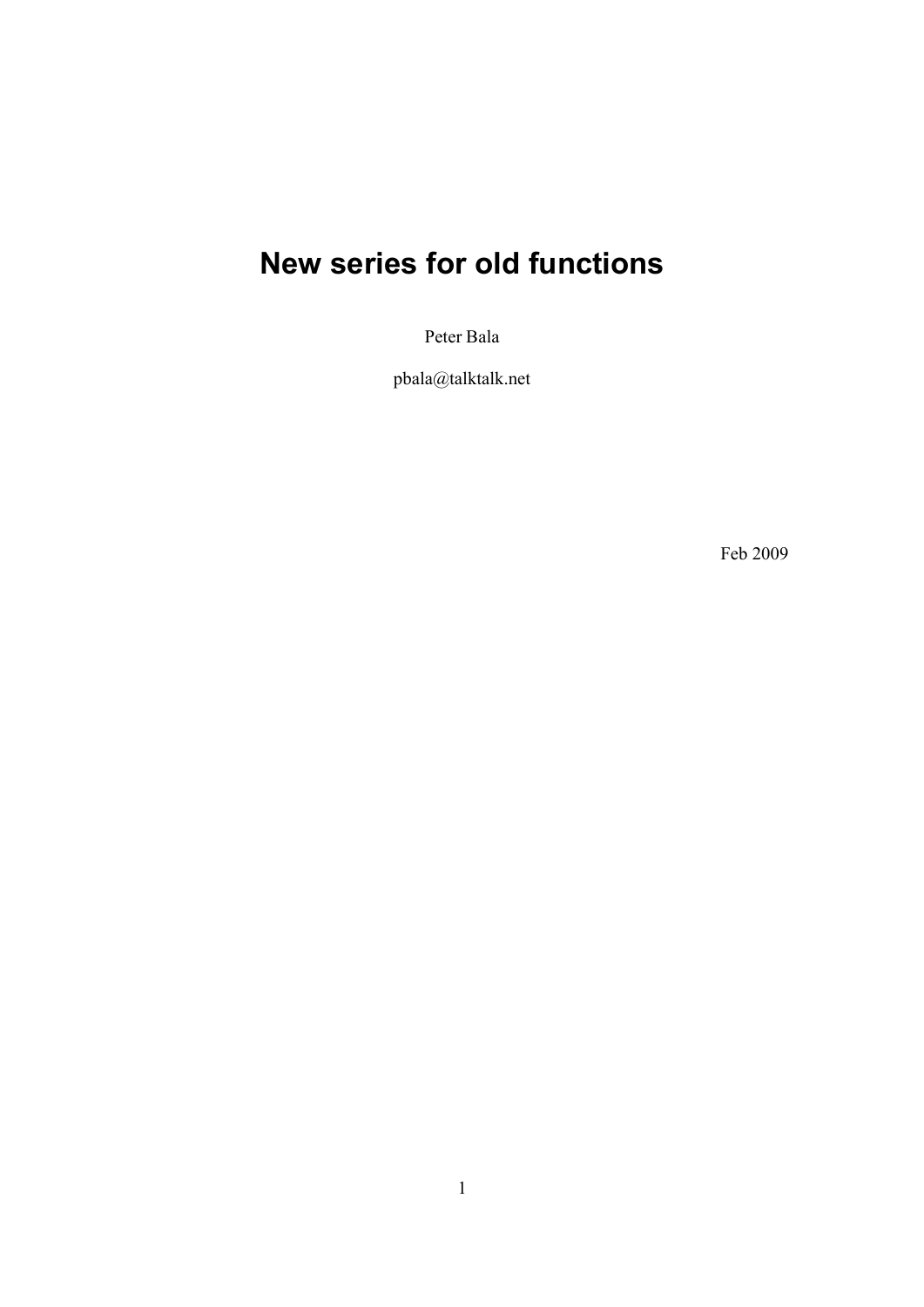# New series for old functions

Peter Bala

pbala@talktalk.net

Feb 2009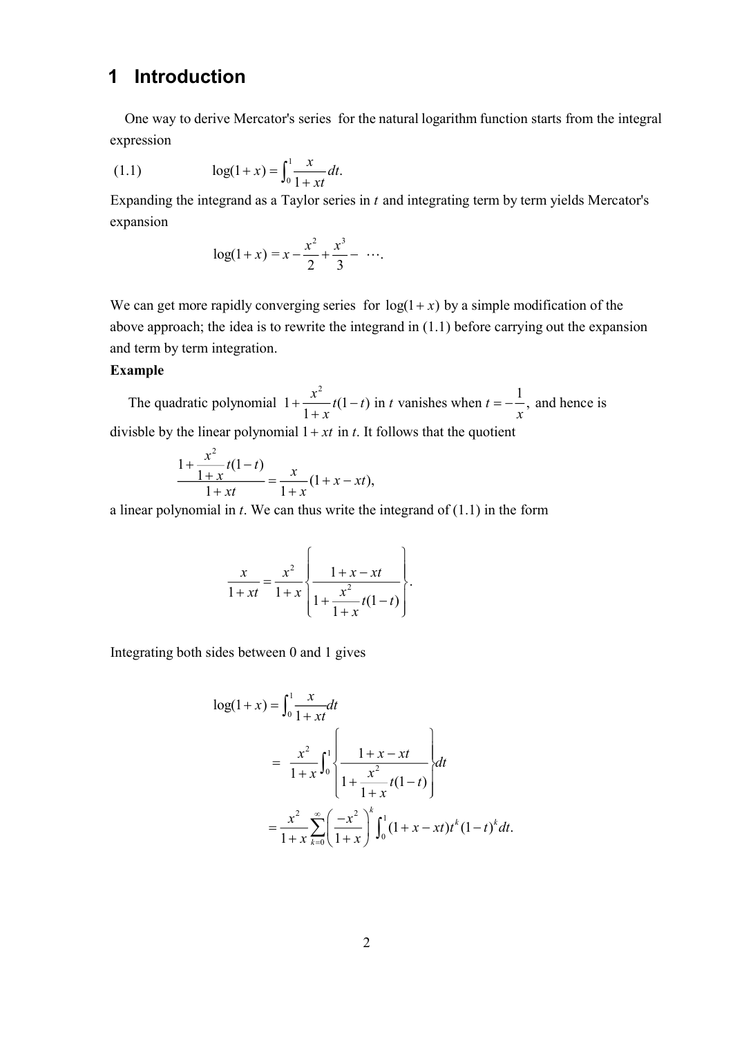# 1 Introduction

One way to derive Mercator's series for the natural logarithm function starts from the integral expression

$$(1.1) \qquad \log(1+x) = \int_0^1 \frac{x}{1+xt}\,dt.$$

Expanding the integrand as a Taylor series in $t$ and integrating term by term yields Mercator's expansion

$$\log(1+x) = x - \frac{x^2}{2} + \frac{x^3}{3} - \cdots.$$

We can get more rapidly converging series for $\log(1+x)$ by a simple modification of the above approach; the idea is to rewrite the integrand in (1.1) before carrying out the expansion and term by term integration.

**Example**

The quadratic polynomial $1 + \dfrac{x^2}{1+x}t(1-t)$ in $t$ vanishes when $t = -\dfrac{1}{x}$, and hence is divisble by the linear polynomial $1+xt$ in $t$. It follows that the quotient

$$\frac{1 + \dfrac{x^2}{1+x}t(1-t)}{1+xt} = \frac{x}{1+x}(1+x-xt),$$

a linear polynomial in $t$. We can thus write the integrand of (1.1) in the form

$$\frac{x}{1+xt} = \frac{x^2}{1+x}\left\{\frac{1+x-xt}{1+\dfrac{x^2}{1+x}t(1-t)}\right\}.$$

Integrating both sides between 0 and 1 gives

$$\begin{aligned}
\log(1+x) &= \int_0^1 \frac{x}{1+xt}dt \\
&= \frac{x^2}{1+x}\int_0^1 \left\{\frac{1+x-xt}{1+\dfrac{x^2}{1+x}t(1-t)}\right\}dt \\
&= \frac{x^2}{1+x}\sum_{k=0}^{\infty}\left(\frac{-x^2}{1+x}\right)^k \int_0^1 (1+x-xt)t^k(1-t)^k\,dt.
\end{aligned}$$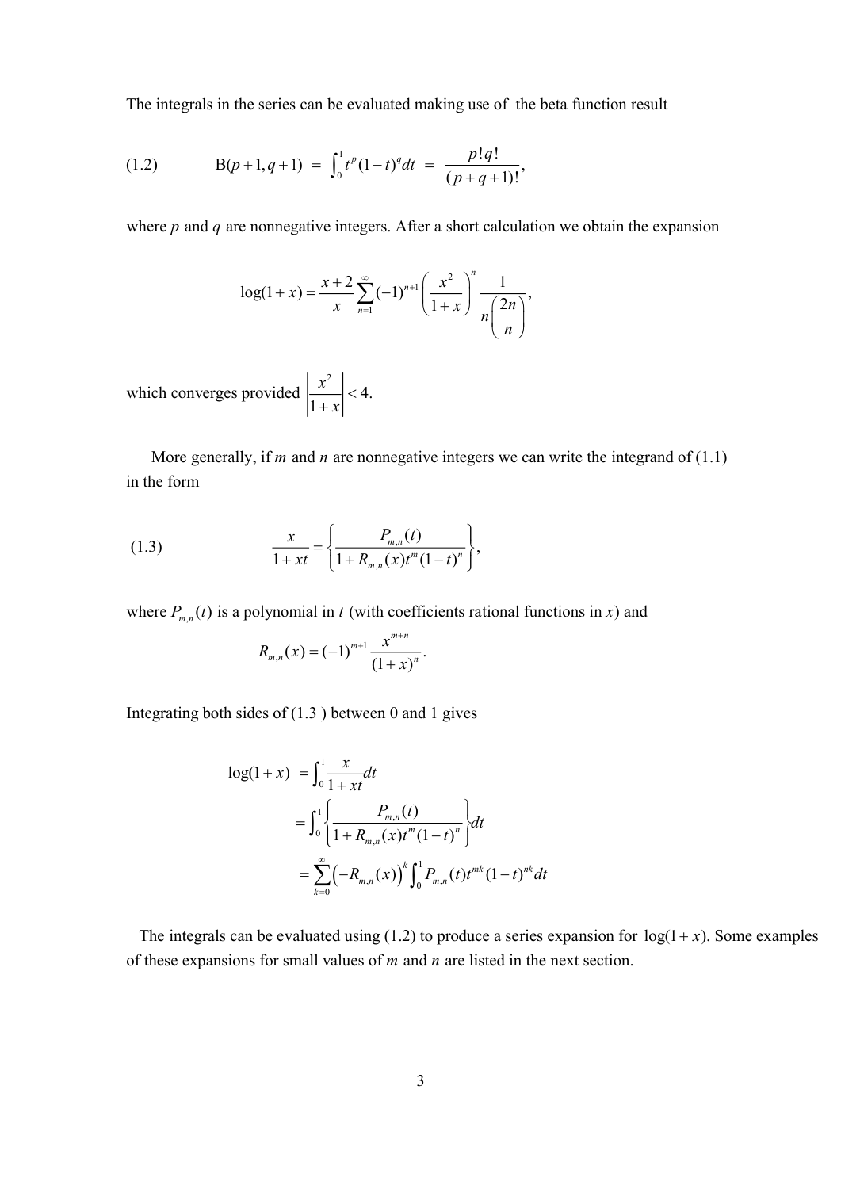The integrals in the series can be evaluated making use of the beta function result

$$(1.2) \qquad \mathrm{B}(p+1, q+1) = \int_0^1 t^p (1-t)^q dt = \frac{p!q!}{(p+q+1)!},$$

where $p$ and $q$ are nonnegative integers. After a short calculation we obtain the expansion

$$\log(1+x) = \frac{x+2}{x} \sum_{n=1}^{\infty} (-1)^{n+1} \left( \frac{x^2}{1+x} \right)^n \frac{1}{n \binom{2n}{n}},$$

which converges provided $\left| \frac{x^2}{1+x} \right| < 4.$

More generally, if $m$ and $n$ are nonnegative integers we can write the integrand of (1.1) in the form

$$(1.3) \qquad \frac{x}{1+xt} = \left\{ \frac{P_{m,n}(t)}{1 + R_{m,n}(x) t^m (1-t)^n} \right\},$$

where $P_{m,n}(t)$ is a polynomial in $t$ (with coefficients rational functions in $x$) and

$$R_{m,n}(x) = (-1)^{m+1} \frac{x^{m+n}}{(1+x)^n}.$$

Integrating both sides of (1.3 ) between 0 and 1 gives

$$\begin{aligned}
\log(1+x) &= \int_0^1 \frac{x}{1+xt} dt \\
&= \int_0^1 \left\{ \frac{P_{m,n}(t)}{1 + R_{m,n}(x) t^m (1-t)^n} \right\} dt \\
&= \sum_{k=0}^{\infty} \left( -R_{m,n}(x) \right)^k \int_0^1 P_{m,n}(t) t^{mk} (1-t)^{nk} dt
\end{aligned}$$

The integrals can be evaluated using (1.2) to produce a series expansion for $\log(1+x)$. Some examples of these expansions for small values of $m$ and $n$ are listed in the next section.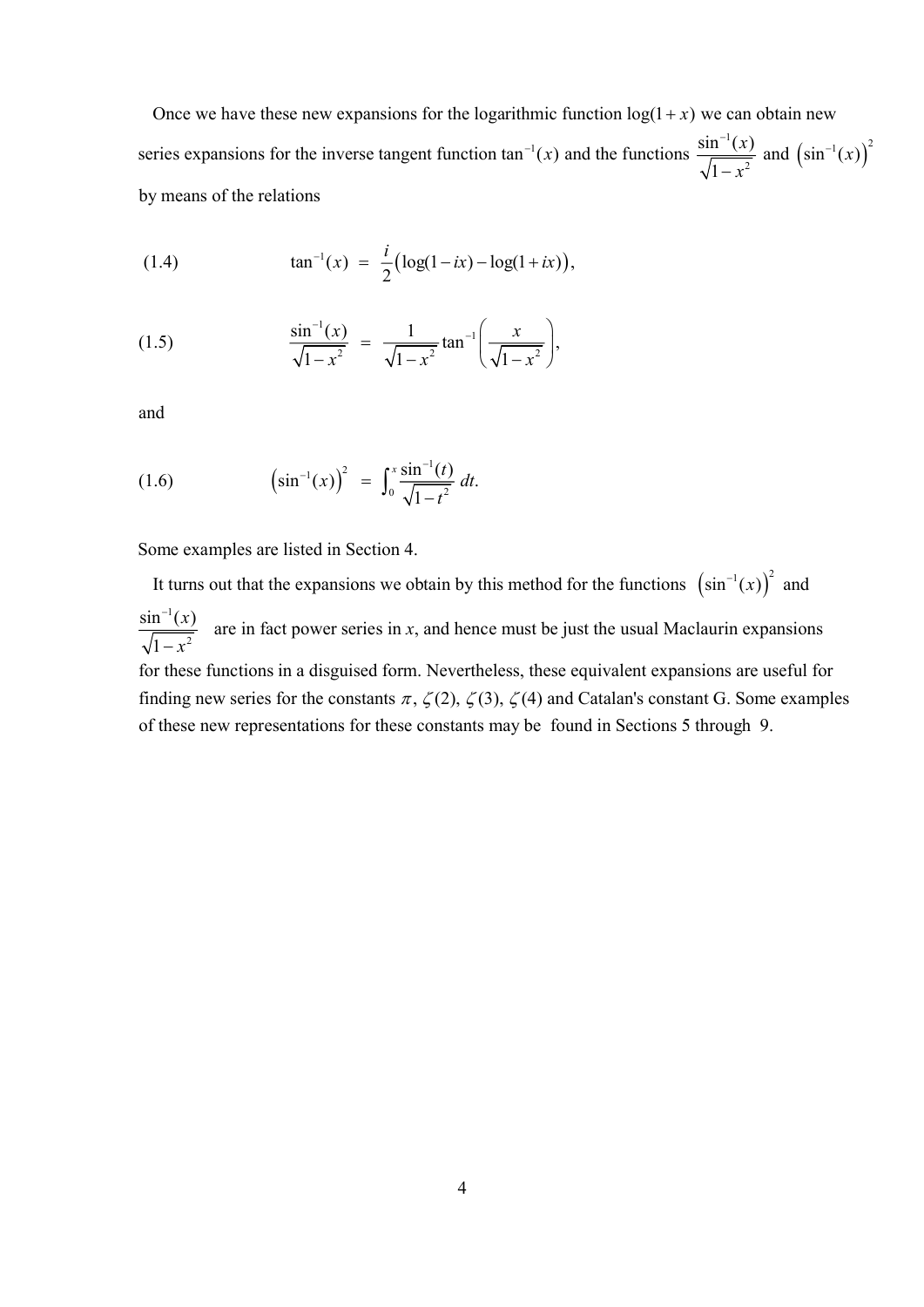Once we have these new expansions for the logarithmic function $\log(1+x)$ we can obtain new series expansions for the inverse tangent function $\tan^{-1}(x)$ and the functions $\frac{\sin^{-1}(x)}{\sqrt{1-x^2}}$ and $\left(\sin^{-1}(x)\right)^2$ by means of the relations

$$(1.4) \qquad \tan^{-1}(x) \;=\; \frac{i}{2}\left(\log(1-ix)-\log(1+ix)\right),$$

$$(1.5) \qquad \frac{\sin^{-1}(x)}{\sqrt{1-x^2}} \;=\; \frac{1}{\sqrt{1-x^2}}\tan^{-1}\left(\frac{x}{\sqrt{1-x^2}}\right),$$

and

$$(1.6) \qquad \left(\sin^{-1}(x)\right)^2 \;=\; \int_0^x \frac{\sin^{-1}(t)}{\sqrt{1-t^2}}\,dt.$$

Some examples are listed in Section 4.

It turns out that the expansions we obtain by this method for the functions $\left(\sin^{-1}(x)\right)^2$ and $\frac{\sin^{-1}(x)}{\sqrt{1-x^2}}$ are in fact power series in *x*, and hence must be just the usual Maclaurin expansions for these functions in a disguised form. Nevertheless, these equivalent expansions are useful for finding new series for the constants $\pi$, $\zeta(2)$, $\zeta(3)$, $\zeta(4)$ and Catalan's constant G. Some examples of these new representations for these constants may be found in Sections 5 through 9.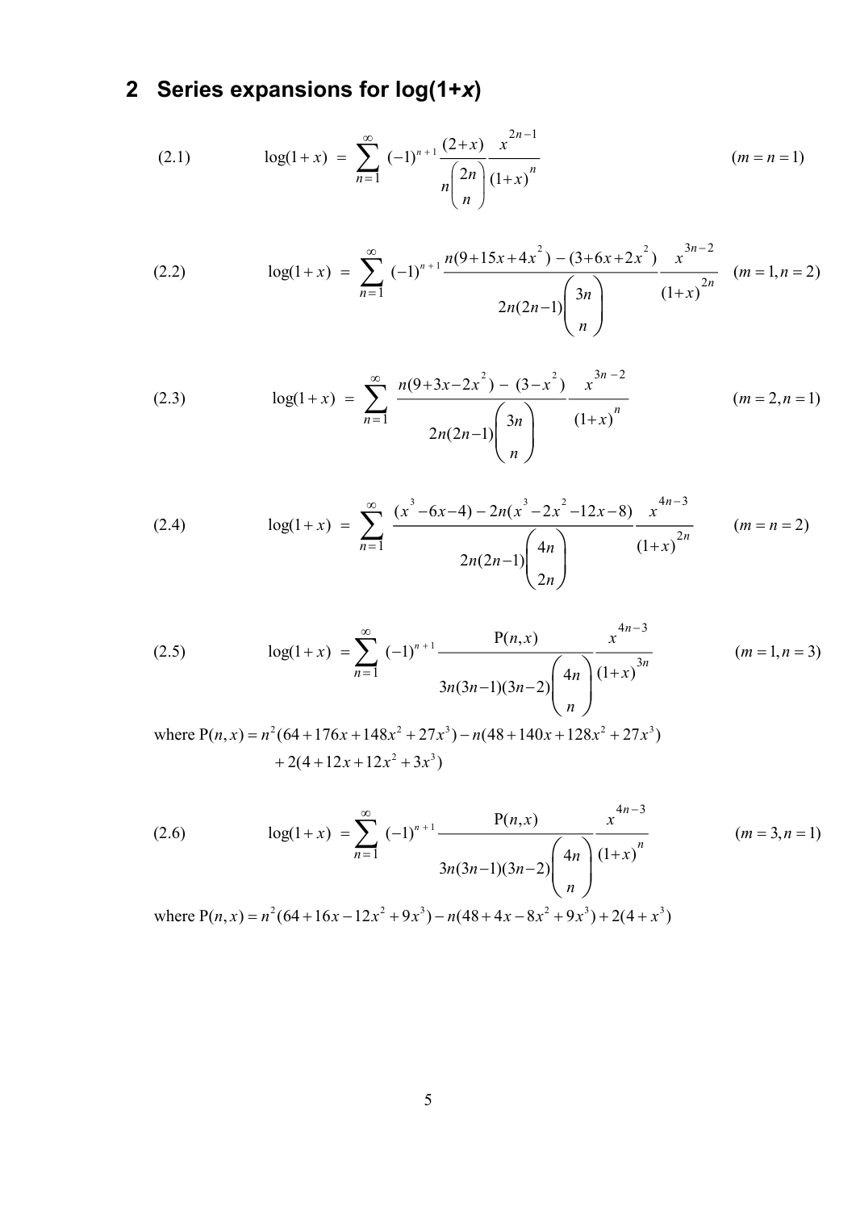## 2 Series expansions for log(1+*x*)

(2.1)
$$\log(1+x) = \sum_{n=1}^{\infty} (-1)^{n+1} \frac{(2+x)}{n\binom{2n}{n}} \frac{x^{2n-1}}{(1+x)^n} \qquad (m = n = 1)$$

(2.2)
$$\log(1+x) = \sum_{n=1}^{\infty} (-1)^{n+1} \frac{n(9+15x+4x^2) - (3+6x+2x^2)}{2n(2n-1)\binom{3n}{n}} \frac{x^{3n-2}}{(1+x)^{2n}} \qquad (m = 1, n = 2)$$

(2.3)
$$\log(1+x) = \sum_{n=1}^{\infty} \frac{n(9+3x-2x^2) - (3-x^2)}{2n(2n-1)\binom{3n}{n}} \frac{x^{3n-2}}{(1+x)^n} \qquad (m = 2, n = 1)$$

(2.4)
$$\log(1+x) = \sum_{n=1}^{\infty} \frac{(x^3-6x-4) - 2n(x^3-2x^2-12x-8)}{2n(2n-1)\binom{4n}{2n}} \frac{x^{4n-3}}{(1+x)^{2n}} \qquad (m = n = 2)$$

(2.5)
$$\log(1+x) = \sum_{n=1}^{\infty} (-1)^{n+1} \frac{\mathrm{P}(n,x)}{3n(3n-1)(3n-2)\binom{4n}{n}} \frac{x^{4n-3}}{(1+x)^{3n}} \qquad (m = 1, n = 3)$$

where $\mathrm{P}(n,x) = n^2(64+176x+148x^2+27x^3) - n(48+140x+128x^2+27x^3)$
$\qquad + 2(4+12x+12x^2+3x^3)$

(2.6)
$$\log(1+x) = \sum_{n=1}^{\infty} (-1)^{n+1} \frac{\mathrm{P}(n,x)}{3n(3n-1)(3n-2)\binom{4n}{n}} \frac{x^{4n-3}}{(1+x)^{n}} \qquad (m = 3, n = 1)$$

where $\mathrm{P}(n,x) = n^2(64+16x-12x^2+9x^3) - n(48+4x-8x^2+9x^3) + 2(4+x^3)$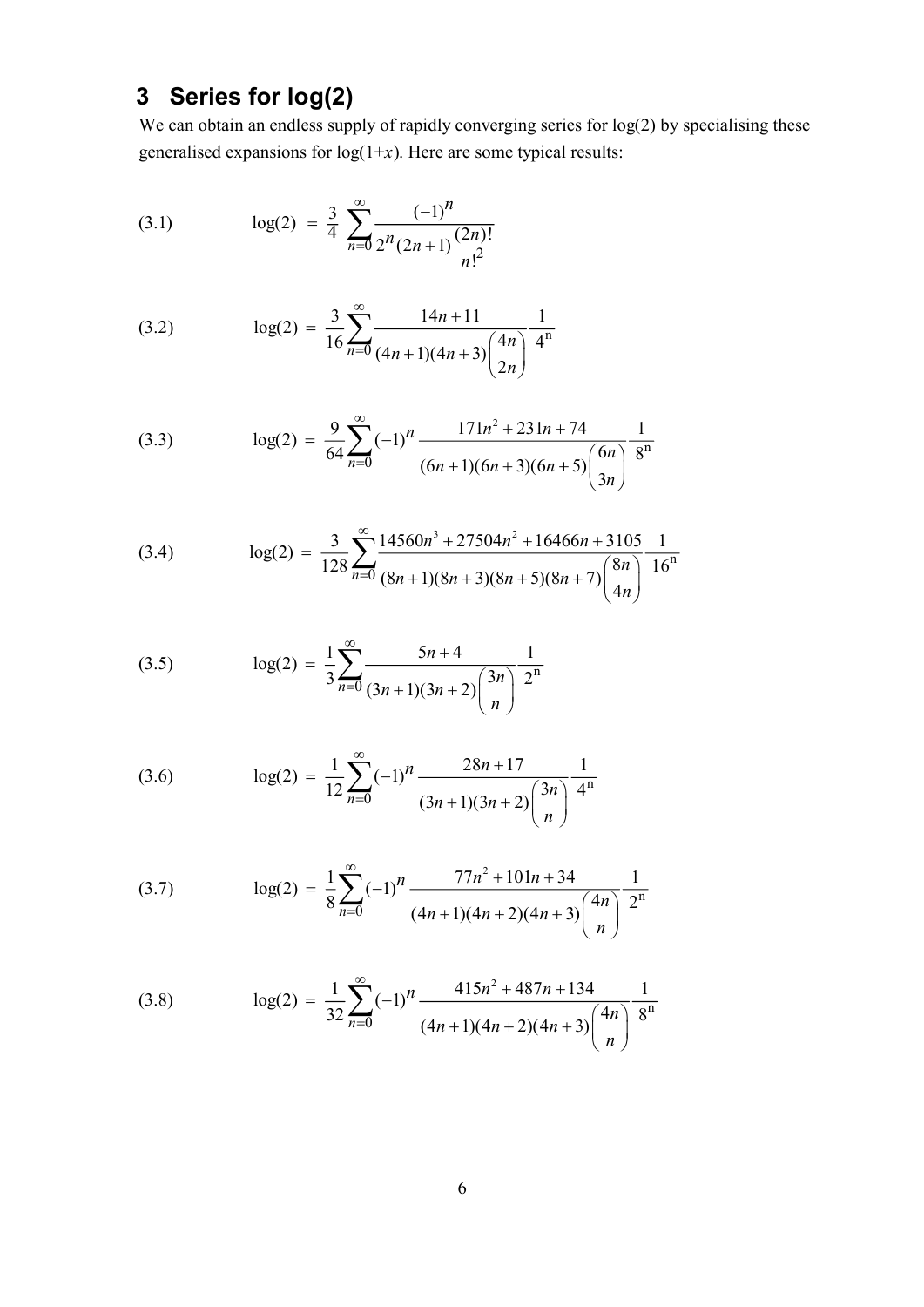## 3 Series for log(2)

We can obtain an endless supply of rapidly converging series for log(2) by specialising these generalised expansions for log(1+*x*). Here are some typical results:

$$\text{(3.1)} \qquad \log(2) = \frac{3}{4}\sum_{n=0}^{\infty} \frac{(-1)^n}{2^n (2n+1) \dfrac{(2n)!}{n!^2}}$$

$$\text{(3.2)} \qquad \log(2) = \frac{3}{16}\sum_{n=0}^{\infty} \frac{14n+11}{(4n+1)(4n+3)\binom{4n}{2n}} \frac{1}{4^n}$$

$$\text{(3.3)} \qquad \log(2) = \frac{9}{64}\sum_{n=0}^{\infty} (-1)^n \frac{171n^2+231n+74}{(6n+1)(6n+3)(6n+5)\binom{6n}{3n}} \frac{1}{8^n}$$

$$\text{(3.4)} \qquad \log(2) = \frac{3}{128}\sum_{n=0}^{\infty} \frac{14560n^3+27504n^2+16466n+3105}{(8n+1)(8n+3)(8n+5)(8n+7)\binom{8n}{4n}} \frac{1}{16^n}$$

$$\text{(3.5)} \qquad \log(2) = \frac{1}{3}\sum_{n=0}^{\infty} \frac{5n+4}{(3n+1)(3n+2)\binom{3n}{n}} \frac{1}{2^n}$$

$$\text{(3.6)} \qquad \log(2) = \frac{1}{12}\sum_{n=0}^{\infty} (-1)^n \frac{28n+17}{(3n+1)(3n+2)\binom{3n}{n}} \frac{1}{4^n}$$

$$\text{(3.7)} \qquad \log(2) = \frac{1}{8}\sum_{n=0}^{\infty} (-1)^n \frac{77n^2+101n+34}{(4n+1)(4n+2)(4n+3)\binom{4n}{n}} \frac{1}{2^n}$$

$$\text{(3.8)} \qquad \log(2) = \frac{1}{32}\sum_{n=0}^{\infty} (-1)^n \frac{415n^2+487n+134}{(4n+1)(4n+2)(4n+3)\binom{4n}{n}} \frac{1}{8^n}$$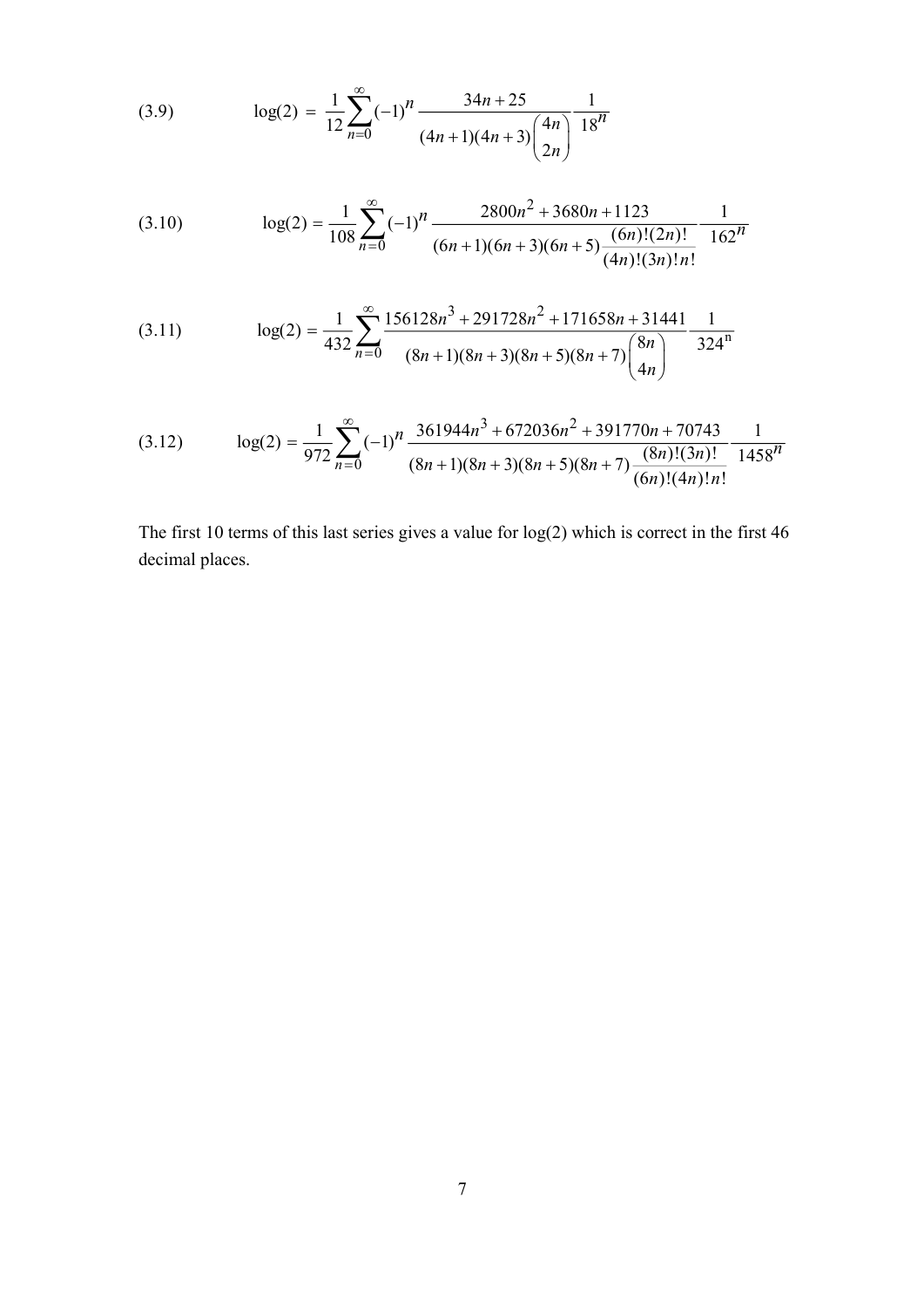(3.9)
$$\log(2) = \frac{1}{12}\sum_{n=0}^{\infty}(-1)^n \frac{34n+25}{(4n+1)(4n+3)\binom{4n}{2n}}\frac{1}{18^n}$$

(3.10)
$$\log(2) = \frac{1}{108}\sum_{n=0}^{\infty}(-1)^n \frac{2800n^2+3680n+1123}{(6n+1)(6n+3)(6n+5)\frac{(6n)!(2n)!}{(4n)!(3n)!n!}}\frac{1}{162^n}$$

(3.11)
$$\log(2) = \frac{1}{432}\sum_{n=0}^{\infty}\frac{156128n^3+291728n^2+171658n+31441}{(8n+1)(8n+3)(8n+5)(8n+7)\binom{8n}{4n}}\frac{1}{324^n}$$

(3.12)
$$\log(2) = \frac{1}{972}\sum_{n=0}^{\infty}(-1)^n \frac{361944n^3+672036n^2+391770n+70743}{(8n+1)(8n+3)(8n+5)(8n+7)\frac{(8n)!(3n)!}{(6n)!(4n)!n!}}\frac{1}{1458^n}$$

The first 10 terms of this last series gives a value for log(2) which is correct in the first 46 decimal places.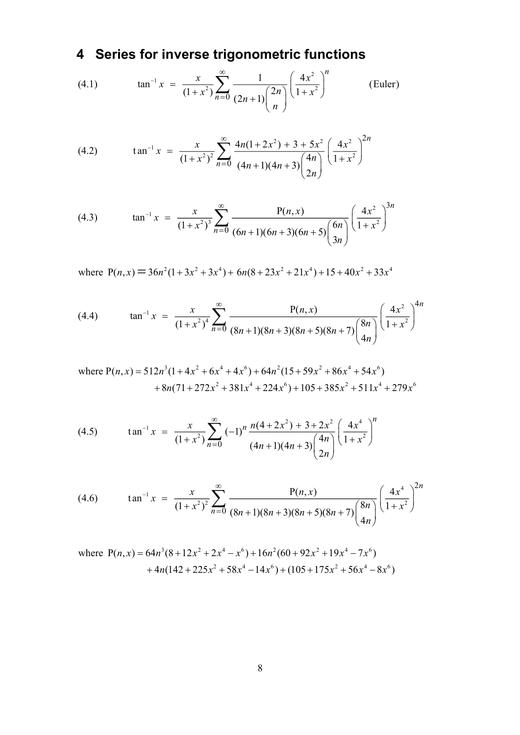## 4 Series for inverse trigonometric functions

(4.1)
$$\tan^{-1} x = \frac{x}{(1+x^2)} \sum_{n=0}^{\infty} \frac{1}{(2n+1)\binom{2n}{n}} \left( \frac{4x^2}{1+x^2} \right)^n \qquad \text{(Euler)}$$

(4.2)
$$\tan^{-1} x = \frac{x}{(1+x^2)^2} \sum_{n=0}^{\infty} \frac{4n(1+2x^2) + 3 + 5x^2}{(4n+1)(4n+3)\binom{4n}{2n}} \left( \frac{4x^2}{1+x^2} \right)^{2n}$$

(4.3)
$$\tan^{-1} x = \frac{x}{(1+x^2)^3} \sum_{n=0}^{\infty} \frac{\mathrm{P}(n,x)}{(6n+1)(6n+3)(6n+5)\binom{6n}{3n}} \left( \frac{4x^2}{1+x^2} \right)^{3n}$$

where $\mathrm{P}(n,x) = 36n^2(1+3x^2+3x^4) + 6n(8+23x^2+21x^4) + 15 + 40x^2 + 33x^4$

(4.4)
$$\tan^{-1} x = \frac{x}{(1+x^2)^4} \sum_{n=0}^{\infty} \frac{\mathrm{P}(n,x)}{(8n+1)(8n+3)(8n+5)(8n+7)\binom{8n}{4n}} \left( \frac{4x^2}{1+x^2} \right)^{4n}$$

where
$$\mathrm{P}(n,x) = 512n^3(1+4x^2+6x^4+4x^6) + 64n^2(15+59x^2+86x^4+54x^6) + 8n(71+272x^2+381x^4+224x^6) + 105 + 385x^2 + 511x^4 + 279x^6$$

(4.5)
$$\tan^{-1} x = \frac{x}{(1+x^2)} \sum_{n=0}^{\infty} (-1)^n \frac{n(4+2x^2) + 3 + 2x^2}{(4n+1)(4n+3)\binom{4n}{2n}} \left( \frac{4x^4}{1+x^2} \right)^n$$

(4.6)
$$\tan^{-1} x = \frac{x}{(1+x^2)^2} \sum_{n=0}^{\infty} \frac{\mathrm{P}(n,x)}{(8n+1)(8n+3)(8n+5)(8n+7)\binom{8n}{4n}} \left( \frac{4x^4}{1+x^2} \right)^{2n}$$

where
$$\mathrm{P}(n,x) = 64n^3(8+12x^2+2x^4-x^6) + 16n^2(60+92x^2+19x^4-7x^6) + 4n(142+225x^2+58x^4-14x^6) + (105+175x^2+56x^4-8x^6)$$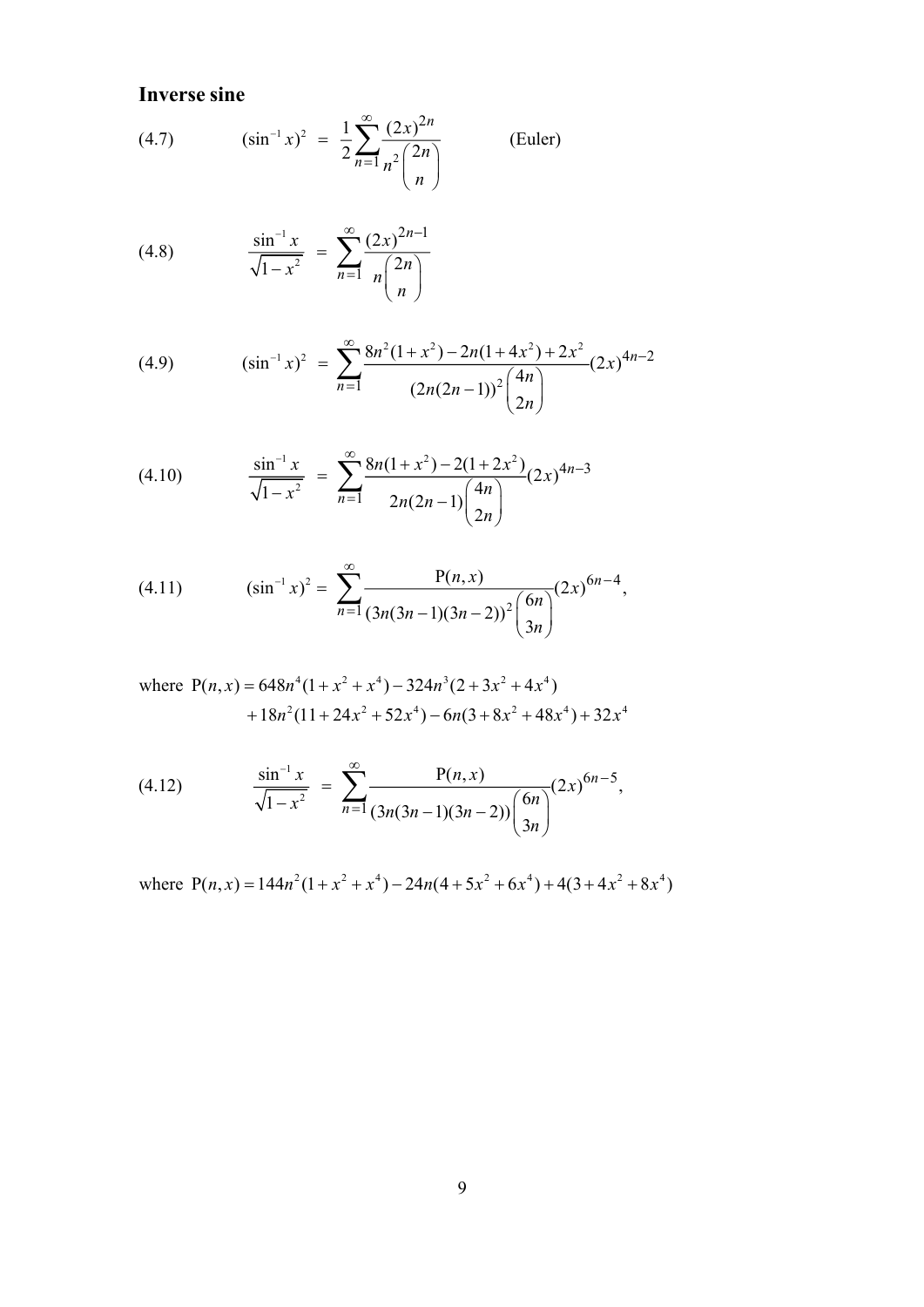### Inverse sine

(4.7) $$(\sin^{-1} x)^2 = \frac{1}{2}\sum_{n=1}^{\infty} \frac{(2x)^{2n}}{n^2 \binom{2n}{n}} \qquad \text{(Euler)}$$

(4.8) $$\frac{\sin^{-1} x}{\sqrt{1-x^2}} = \sum_{n=1}^{\infty} \frac{(2x)^{2n-1}}{n \binom{2n}{n}}$$

(4.9) $$(\sin^{-1} x)^2 = \sum_{n=1}^{\infty} \frac{8n^2(1+x^2) - 2n(1+4x^2) + 2x^2}{(2n(2n-1))^2 \binom{4n}{2n}} (2x)^{4n-2}$$

(4.10) $$\frac{\sin^{-1} x}{\sqrt{1-x^2}} = \sum_{n=1}^{\infty} \frac{8n(1+x^2) - 2(1+2x^2)}{2n(2n-1)\binom{4n}{2n}} (2x)^{4n-3}$$

(4.11) $$(\sin^{-1} x)^2 = \sum_{n=1}^{\infty} \frac{\mathrm{P}(n,x)}{(3n(3n-1)(3n-2))^2 \binom{6n}{3n}} (2x)^{6n-4},$$

where $$\mathrm{P}(n,x) = 648n^4(1+x^2+x^4) - 324n^3(2+3x^2+4x^4) + 18n^2(11+24x^2+52x^4) - 6n(3+8x^2+48x^4) + 32x^4$$

(4.12) $$\frac{\sin^{-1} x}{\sqrt{1-x^2}} = \sum_{n=1}^{\infty} \frac{\mathrm{P}(n,x)}{(3n(3n-1)(3n-2))\binom{6n}{3n}} (2x)^{6n-5},$$

where $$\mathrm{P}(n,x) = 144n^2(1+x^2+x^4) - 24n(4+5x^2+6x^4) + 4(3+4x^2+8x^4)$$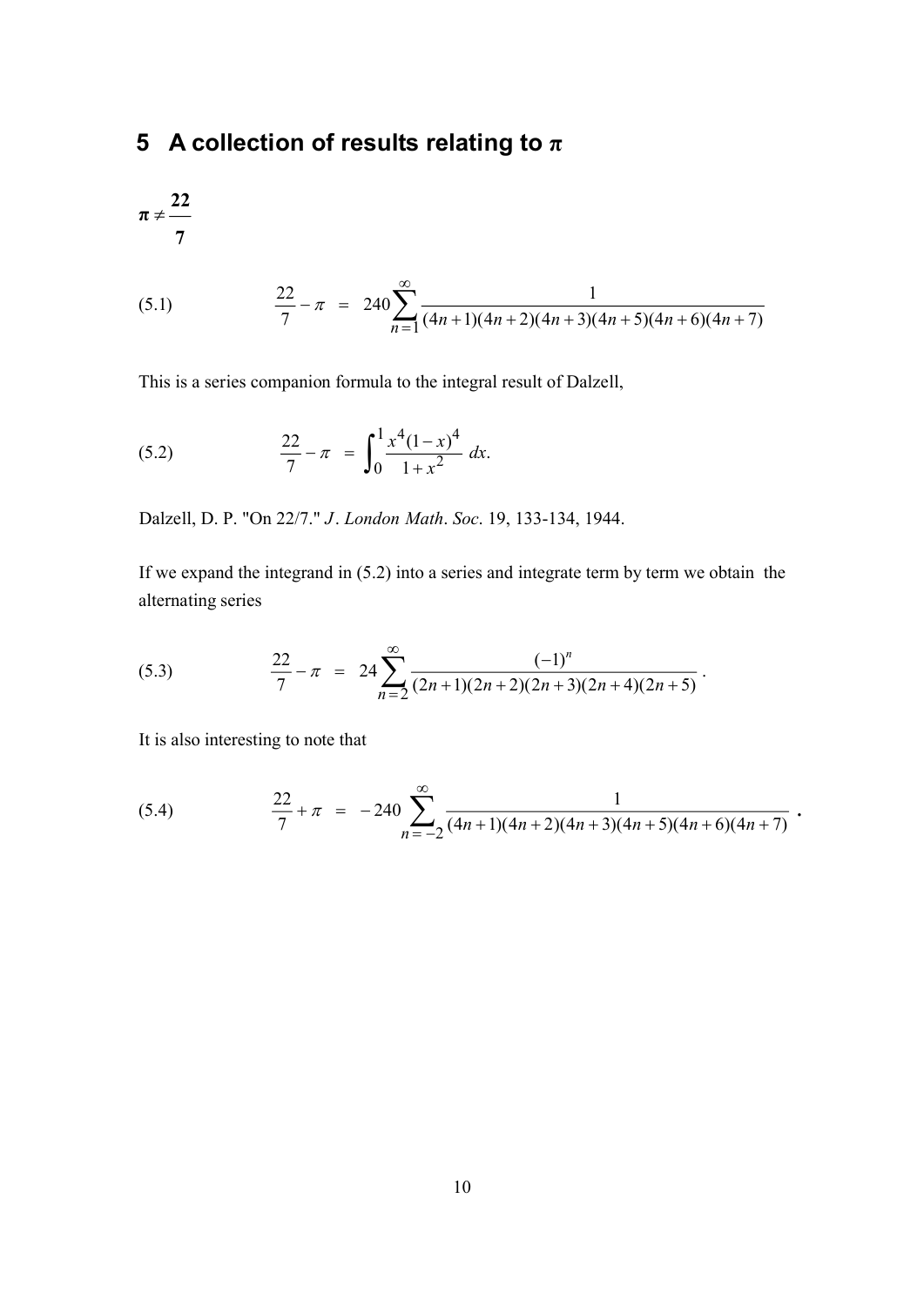## 5 A collection of results relating to π

$\boldsymbol{\pi \neq \frac{22}{7}}$

(5.1)
$$\frac{22}{7} - \pi \;=\; 240\sum_{n=1}^{\infty} \frac{1}{(4n+1)(4n+2)(4n+3)(4n+5)(4n+6)(4n+7)}$$

This is a series companion formula to the integral result of Dalzell,

(5.2)
$$\frac{22}{7} - \pi \;=\; \int_0^1 \frac{x^4(1-x)^4}{1+x^2}\,dx.$$

Dalzell, D. P. "On 22/7." *J. London Math. Soc.* 19, 133-134, 1944.

If we expand the integrand in (5.2) into a series and integrate term by term we obtain the alternating series

(5.3)
$$\frac{22}{7} - \pi \;=\; 24\sum_{n=2}^{\infty} \frac{(-1)^n}{(2n+1)(2n+2)(2n+3)(2n+4)(2n+5)}\,.$$

It is also interesting to note that

(5.4)
$$\frac{22}{7} + \pi \;=\; -240\sum_{n=-2}^{\infty} \frac{1}{(4n+1)(4n+2)(4n+3)(4n+5)(4n+6)(4n+7)}\,.$$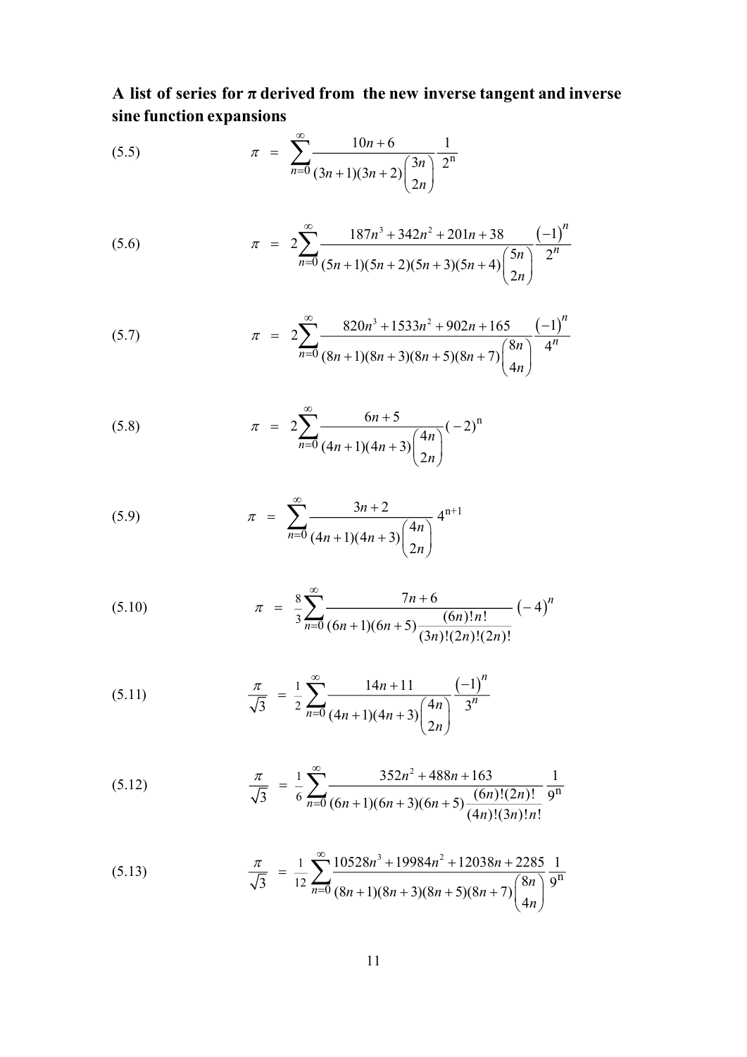**A list of series for π derived from the new inverse tangent and inverse sine function expansions**

(5.5)
$$\pi = \sum_{n=0}^{\infty} \frac{10n+6}{(3n+1)(3n+2)\binom{3n}{2n}} \frac{1}{2^{n}}$$

(5.6)
$$\pi = 2\sum_{n=0}^{\infty} \frac{187n^3+342n^2+201n+38}{(5n+1)(5n+2)(5n+3)(5n+4)\binom{5n}{2n}} \frac{(-1)^n}{2^n}$$

(5.7)
$$\pi = 2\sum_{n=0}^{\infty} \frac{820n^3+1533n^2+902n+165}{(8n+1)(8n+3)(8n+5)(8n+7)\binom{8n}{4n}} \frac{(-1)^n}{4^n}$$

(5.8)
$$\pi = 2\sum_{n=0}^{\infty} \frac{6n+5}{(4n+1)(4n+3)\binom{4n}{2n}} (-2)^{n}$$

(5.9)
$$\pi = \sum_{n=0}^{\infty} \frac{3n+2}{(4n+1)(4n+3)\binom{4n}{2n}} 4^{n+1}$$

(5.10)
$$\pi = \frac{8}{3}\sum_{n=0}^{\infty} \frac{7n+6}{(6n+1)(6n+5)\frac{(6n)!n!}{(3n)!(2n)!(2n)!}} (-4)^n$$

(5.11)
$$\frac{\pi}{\sqrt{3}} = \frac{1}{2}\sum_{n=0}^{\infty} \frac{14n+11}{(4n+1)(4n+3)\binom{4n}{2n}} \frac{(-1)^n}{3^n}$$

(5.12)
$$\frac{\pi}{\sqrt{3}} = \frac{1}{6}\sum_{n=0}^{\infty} \frac{352n^2+488n+163}{(6n+1)(6n+3)(6n+5)\frac{(6n)!(2n)!}{(4n)!(3n)!n!}} \frac{1}{9^{n}}$$

(5.13)
$$\frac{\pi}{\sqrt{3}} = \frac{1}{12}\sum_{n=0}^{\infty} \frac{10528n^3+19984n^2+12038n+2285}{(8n+1)(8n+3)(8n+5)(8n+7)\binom{8n}{4n}} \frac{1}{9^{n}}$$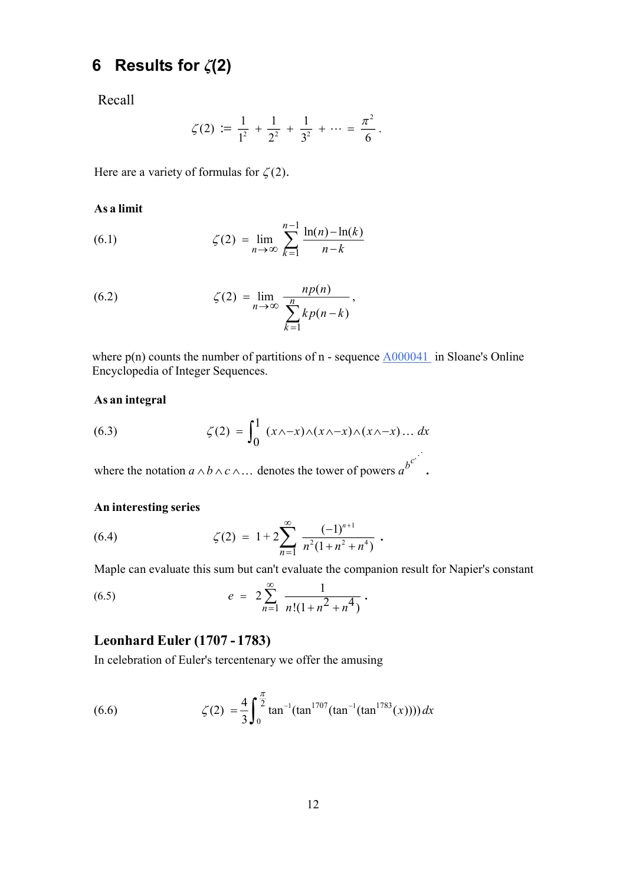# 6 Results for $\zeta(2)$

Recall

$$\zeta(2) := \frac{1}{1^2} + \frac{1}{2^2} + \frac{1}{3^2} + \cdots = \frac{\pi^2}{6}.$$

Here are a variety of formulas for $\zeta(2)$.

**As a limit**

(6.1)
$$\zeta(2) = \lim_{n\to\infty} \sum_{k=1}^{n-1} \frac{\ln(n)-\ln(k)}{n-k}$$

(6.2)
$$\zeta(2) = \lim_{n\to\infty} \frac{np(n)}{\sum_{k=1}^{n} kp(n-k)},$$

where p(n) counts the number of partitions of n - sequence A000041 in Sloane's Online Encyclopedia of Integer Sequences.

**As an integral**

(6.3)
$$\zeta(2) = \int_0^1 (x\wedge -x)\wedge(x\wedge -x)\wedge(x\wedge -x)\ldots\, dx$$

where the notation $a \wedge b \wedge c \wedge \ldots$ denotes the tower of powers $a^{b^{c^{\cdot^{\cdot^{\cdot}}}}}$.

**An interesting series**

(6.4)
$$\zeta(2) = 1 + 2\sum_{n=1}^{\infty} \frac{(-1)^{n+1}}{n^2(1+n^2+n^4)}.$$

Maple can evaluate this sum but can't evaluate the companion result for Napier's constant

(6.5)
$$e = 2\sum_{n=1}^{\infty} \frac{1}{n!(1+n^2+n^4)}.$$

## Leonhard Euler (1707 - 1783)

In celebration of Euler's tercentenary we offer the amusing

(6.6)
$$\zeta(2) = \frac{4}{3}\int_0^{\frac{\pi}{2}} \tan^{-1}(\tan^{1707}(\tan^{-1}(\tan^{1783}(x))))\, dx$$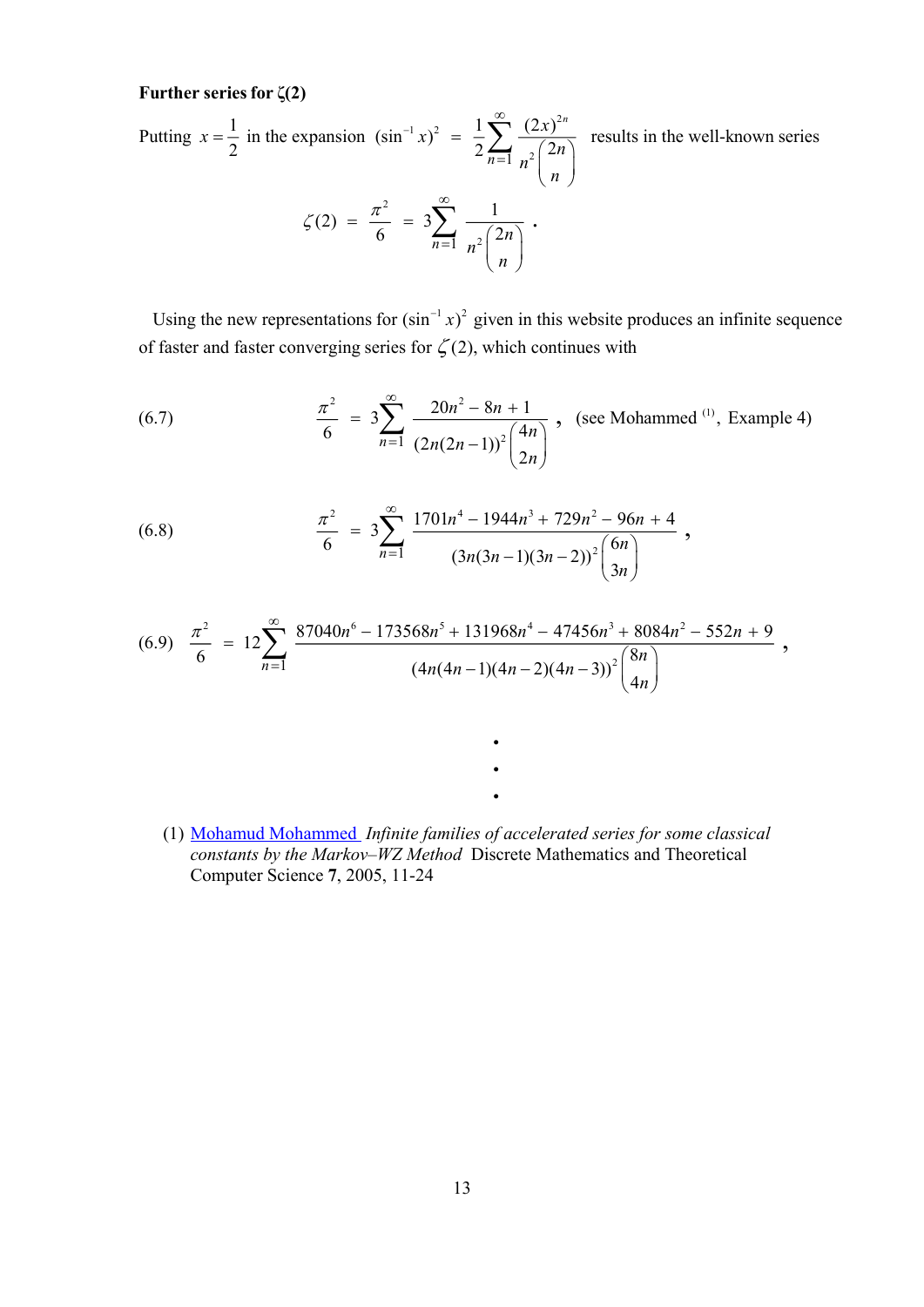**Further series for ζ(2)**

Putting $x = \frac{1}{2}$ in the expansion $(\sin^{-1} x)^2 = \frac{1}{2}\sum_{n=1}^{\infty} \frac{(2x)^{2n}}{n^2 \binom{2n}{n}}$ results in the well-known series

$$\zeta(2) = \frac{\pi^2}{6} = 3\sum_{n=1}^{\infty} \frac{1}{n^2 \binom{2n}{n}} .$$

Using the new representations for $(\sin^{-1} x)^2$ given in this website produces an infinite sequence of faster and faster converging series for $\zeta(2)$, which continues with

(6.7)
$$\frac{\pi^2}{6} = 3\sum_{n=1}^{\infty} \frac{20n^2 - 8n + 1}{(2n(2n-1))^2 \binom{4n}{2n}} ,$$
(see Mohammed [(1)], Example 4)

(6.8)
$$\frac{\pi^2}{6} = 3\sum_{n=1}^{\infty} \frac{1701n^4 - 1944n^3 + 729n^2 - 96n + 4}{(3n(3n-1)(3n-2))^2 \binom{6n}{3n}} ,$$

(6.9)
$$\frac{\pi^2}{6} = 12\sum_{n=1}^{\infty} \frac{87040n^6 - 173568n^5 + 131968n^4 - 47456n^3 + 8084n^2 - 552n + 9}{(4n(4n-1)(4n-2)(4n-3))^2 \binom{8n}{4n}} ,$$

⋮

(1) Mohamud Mohammed *Infinite families of accelerated series for some classical constants by the Markov–WZ Method* Discrete Mathematics and Theoretical Computer Science **7**, 2005, 11-24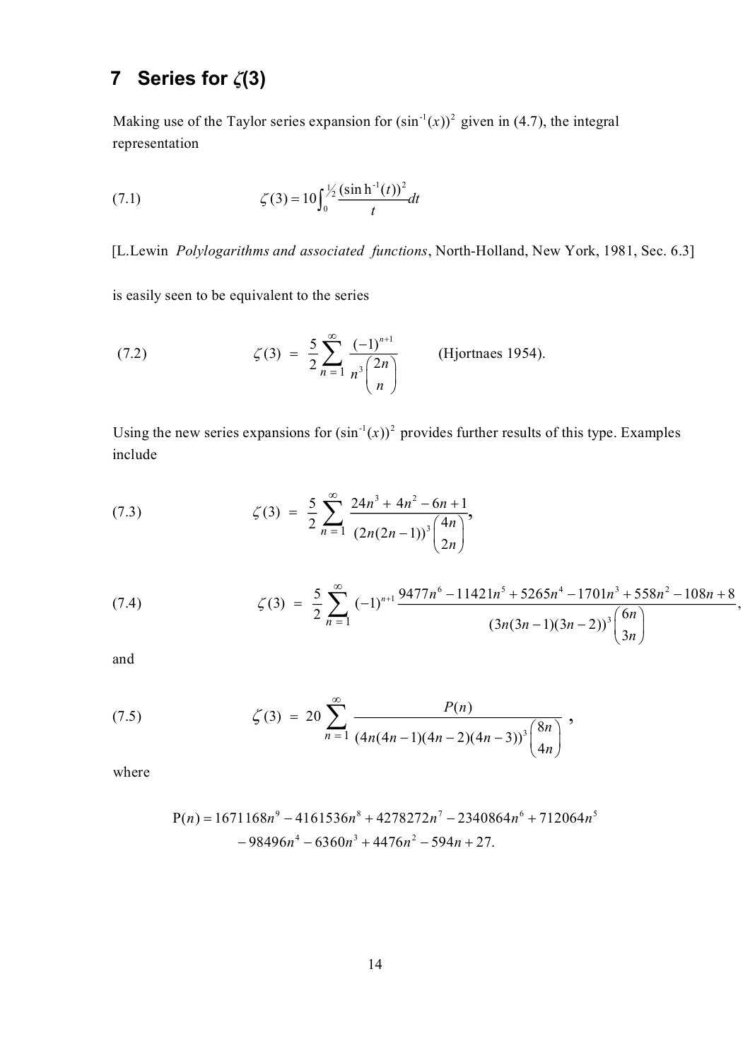## 7 Series for $\zeta(3)$

Making use of the Taylor series expansion for $(\sin^{-1}(x))^2$ given in (4.7), the integral representation

$$\zeta(3) = 10\int_0^{1/2} \frac{(\sinh^{-1}(t))^2}{t}dt \tag{7.1}$$

[L.Lewin *Polylogarithms and associated functions*, North-Holland, New York, 1981, Sec. 6.3]

is easily seen to be equivalent to the series

$$\zeta(3) = \frac{5}{2}\sum_{n=1}^{\infty} \frac{(-1)^{n+1}}{n^3\binom{2n}{n}} \qquad \text{(Hjortnaes 1954).} \tag{7.2}$$

Using the new series expansions for $(\sin^{-1}(x))^2$ provides further results of this type. Examples include

$$\zeta(3) = \frac{5}{2}\sum_{n=1}^{\infty} \frac{24n^3 + 4n^2 - 6n + 1}{(2n(2n-1))^3\binom{4n}{2n}}, \tag{7.3}$$

$$\zeta(3) = \frac{5}{2}\sum_{n=1}^{\infty} (-1)^{n+1}\frac{9477n^6 - 11421n^5 + 5265n^4 - 1701n^3 + 558n^2 - 108n + 8}{(3n(3n-1)(3n-2))^3\binom{6n}{3n}}, \tag{7.4}$$

and

$$\zeta(3) = 20\sum_{n=1}^{\infty} \frac{P(n)}{(4n(4n-1)(4n-2)(4n-3))^3\binom{8n}{4n}}, \tag{7.5}$$

where

$$\begin{aligned}P(n) = {} & 1671168n^9 - 4161536n^8 + 4278272n^7 - 2340864n^6 + 712064n^5 \\ & - 98496n^4 - 6360n^3 + 4476n^2 - 594n + 27.\end{aligned}$$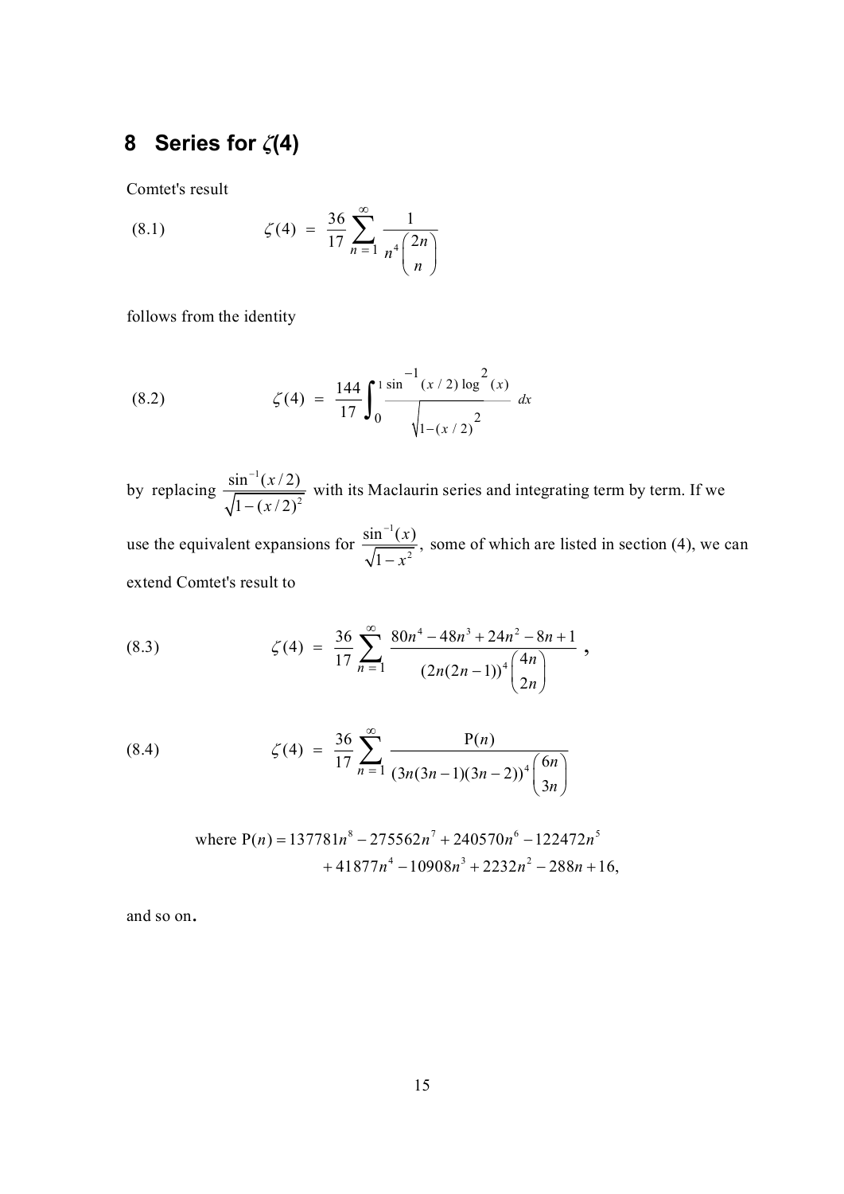## 8 Series for $\zeta$(4)

Comtet's result

$$\zeta(4) = \frac{36}{17} \sum_{n=1}^{\infty} \frac{1}{n^4 \binom{2n}{n}} \tag{8.1}$$

follows from the identity

$$\zeta(4) = \frac{144}{17} \int_0^1 \frac{\sin^{-1}(x/2) \log^2(x)}{\sqrt{1-(x/2)^2}} \, dx \tag{8.2}$$

by replacing $\dfrac{\sin^{-1}(x/2)}{\sqrt{1-(x/2)^2}}$ with its Maclaurin series and integrating term by term. If we use the equivalent expansions for $\dfrac{\sin^{-1}(x)}{\sqrt{1-x^2}}$, some of which are listed in section (4), we can extend Comtet's result to

$$\zeta(4) = \frac{36}{17} \sum_{n=1}^{\infty} \frac{80n^4 - 48n^3 + 24n^2 - 8n + 1}{(2n(2n-1))^4 \binom{4n}{2n}}, \tag{8.3}$$

$$\zeta(4) = \frac{36}{17} \sum_{n=1}^{\infty} \frac{\mathrm{P}(n)}{(3n(3n-1)(3n-2))^4 \binom{6n}{3n}} \tag{8.4}$$

$$\text{where } \mathrm{P}(n) = 137781n^8 - 275562n^7 + 240570n^6 - 122472n^5 + 41877n^4 - 10908n^3 + 2232n^2 - 288n + 16,$$

and so on.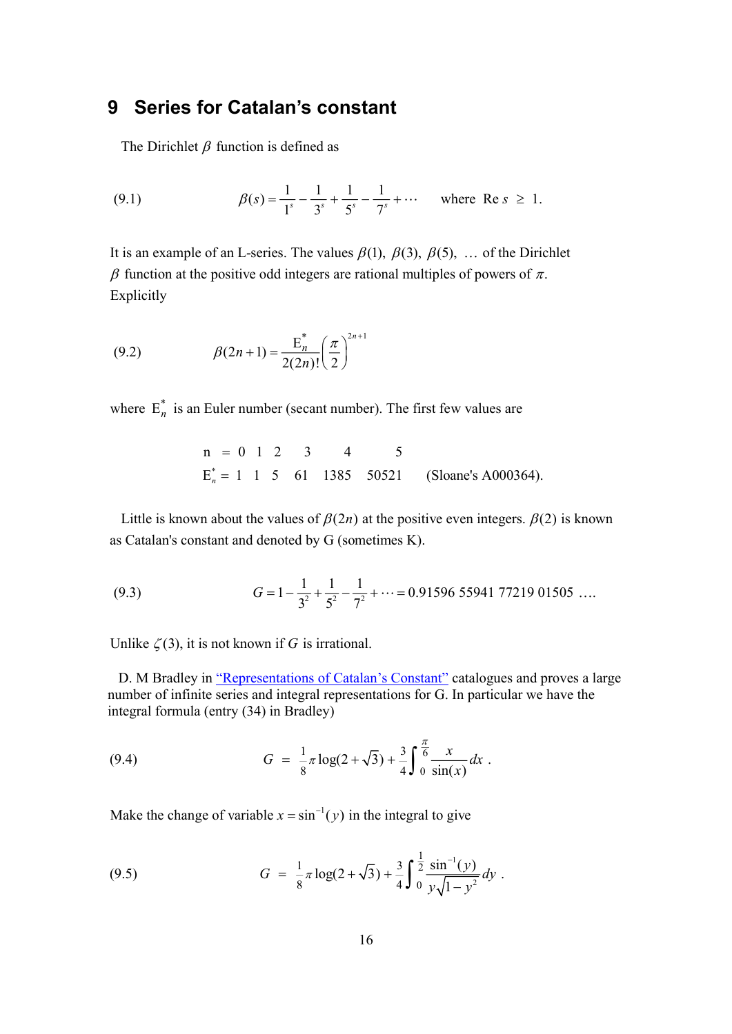# 9 Series for Catalan's constant

The Dirichlet $\beta$ function is defined as

(9.1) $$\beta(s) = \frac{1}{1^s} - \frac{1}{3^s} + \frac{1}{5^s} - \frac{1}{7^s} + \cdots \quad \text{where } \operatorname{Re} s \ \geq \ 1.$$

It is an example of an L-series. The values $\beta(1)$, $\beta(3)$, $\beta(5)$, $\ldots$ of the Dirichlet $\beta$ function at the positive odd integers are rational multiples of powers of $\pi$. Explicitly

(9.2) $$\beta(2n+1) = \frac{\mathrm{E}_n^*}{2(2n)!}\left(\frac{\pi}{2}\right)^{2n+1}$$

where $\mathrm{E}_n^*$ is an Euler number (secant number). The first few values are

| n = | 0 | 1 | 2 | 3 | 4 | 5 | |
|---|---|---|---|---|---|---|---|
| $\mathrm{E}_n^*$ = | 1 | 1 | 5 | 61 | 1385 | 50521 | (Sloane's A000364). |

Little is known about the values of $\beta(2n)$ at the positive even integers. $\beta(2)$ is known as Catalan's constant and denoted by G (sometimes K).

(9.3) $$G = 1 - \frac{1}{3^2} + \frac{1}{5^2} - \frac{1}{7^2} + \cdots = 0.91596\ 55941\ 77219\ 01505\ \ldots.$$

Unlike $\zeta(3)$, it is not known if $G$ is irrational.

D. M Bradley in "Representations of Catalan's Constant" catalogues and proves a large number of infinite series and integral representations for G. In particular we have the integral formula (entry (34) in Bradley)

(9.4) $$G \ = \ \frac{1}{8}\pi\log(2+\sqrt{3}) + \frac{3}{4}\int_0^{\frac{\pi}{6}} \frac{x}{\sin(x)}\,dx\ .$$

Make the change of variable $x = \sin^{-1}(y)$ in the integral to give

(9.5) $$G \ = \ \frac{1}{8}\pi\log(2+\sqrt{3}) + \frac{3}{4}\int_0^{\frac{1}{2}} \frac{\sin^{-1}(y)}{y\sqrt{1-y^2}}\,dy\ .$$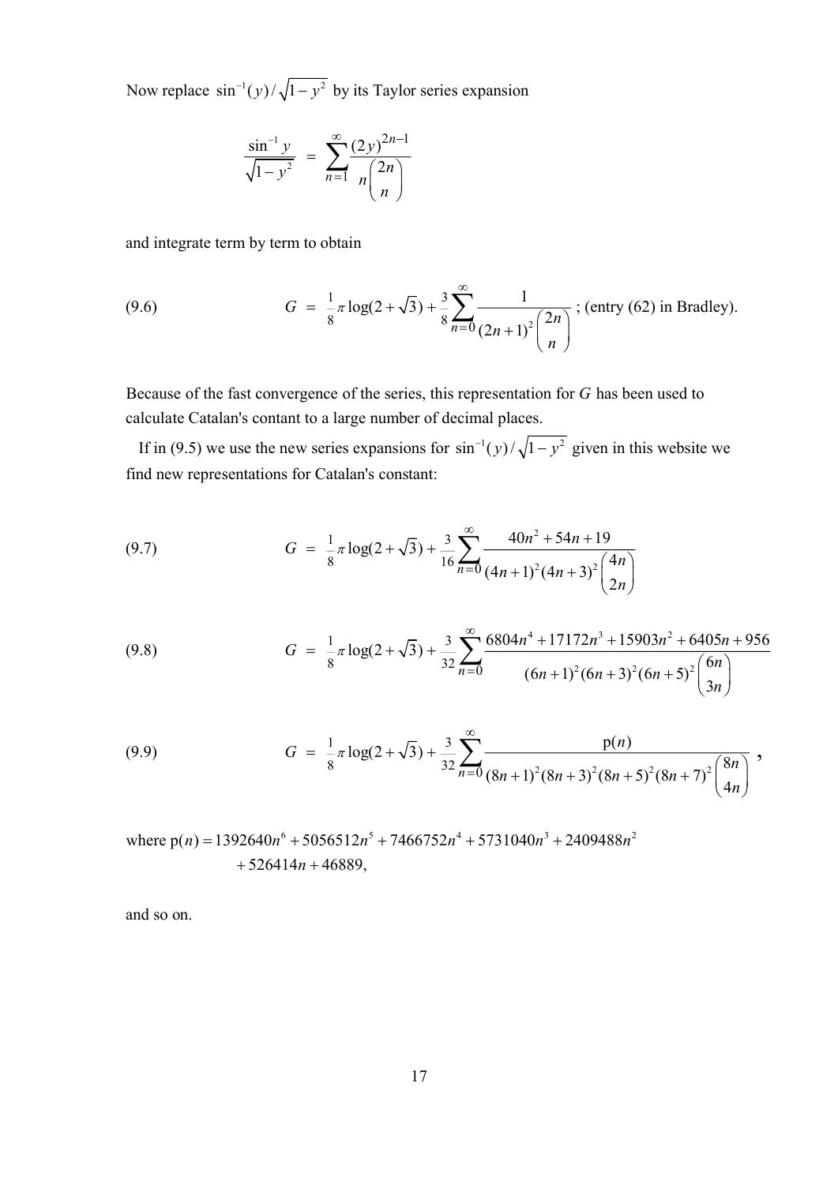Now replace $\sin^{-1}(y)/\sqrt{1-y^2}$ by its Taylor series expansion

$$\frac{\sin^{-1} y}{\sqrt{1-y^2}} = \sum_{n=1}^{\infty} \frac{(2y)^{2n-1}}{n\binom{2n}{n}}$$

and integrate term by term to obtain

$$G = \tfrac{1}{8}\pi \log(2+\sqrt{3}) + \tfrac{3}{8}\sum_{n=0}^{\infty} \frac{1}{(2n+1)^2 \binom{2n}{n}} \tag{9.6}$$

; (entry (62) in Bradley).

Because of the fast convergence of the series, this representation for $G$ has been used to calculate Catalan's contant to a large number of decimal places.

If in (9.5) we use the new series expansions for $\sin^{-1}(y)/\sqrt{1-y^2}$ given in this website we find new representations for Catalan's constant:

$$G = \tfrac{1}{8}\pi \log(2+\sqrt{3}) + \tfrac{3}{16}\sum_{n=0}^{\infty} \frac{40n^2+54n+19}{(4n+1)^2(4n+3)^2 \binom{4n}{2n}} \tag{9.7}$$

$$G = \tfrac{1}{8}\pi \log(2+\sqrt{3}) + \tfrac{3}{32}\sum_{n=0}^{\infty} \frac{6804n^4+17172n^3+15903n^2+6405n+956}{(6n+1)^2(6n+3)^2(6n+5)^2 \binom{6n}{3n}} \tag{9.8}$$

$$G = \tfrac{1}{8}\pi \log(2+\sqrt{3}) + \tfrac{3}{32}\sum_{n=0}^{\infty} \frac{\mathrm{p}(n)}{(8n+1)^2(8n+3)^2(8n+5)^2(8n+7)^2 \binom{8n}{4n}}, \tag{9.9}$$

where $\mathrm{p}(n) = 1392640n^6 + 5056512n^5 + 7466752n^4 + 5731040n^3 + 2409488n^2 + 526414n + 46889,$

and so on.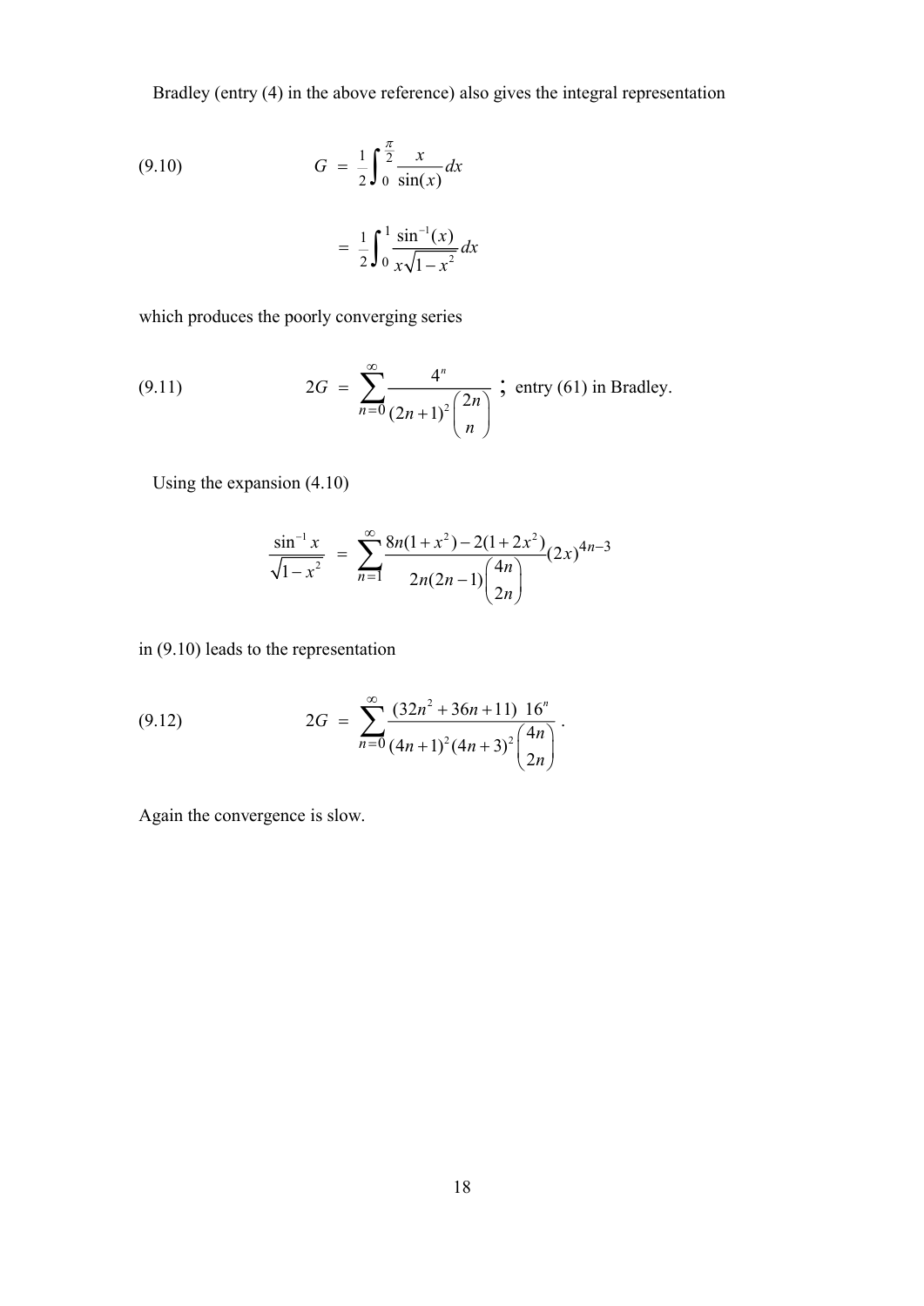Bradley (entry (4) in the above reference) also gives the integral representation

$$(9.10) \qquad G = \frac{1}{2}\int_0^{\frac{\pi}{2}} \frac{x}{\sin(x)} dx$$

$$= \frac{1}{2}\int_0^1 \frac{\sin^{-1}(x)}{x\sqrt{1-x^2}} dx$$

which produces the poorly converging series

$$(9.11) \qquad 2G = \sum_{n=0}^{\infty} \frac{4^n}{(2n+1)^2 \binom{2n}{n}} \text{ ; entry (61) in Bradley.}$$

Using the expansion (4.10)

$$\frac{\sin^{-1} x}{\sqrt{1-x^2}} = \sum_{n=1}^{\infty} \frac{8n(1+x^2) - 2(1+2x^2)}{2n(2n-1)\binom{4n}{2n}} (2x)^{4n-3}$$

in (9.10) leads to the representation

$$(9.12) \qquad 2G = \sum_{n=0}^{\infty} \frac{(32n^2 + 36n + 11)\ 16^n}{(4n+1)^2 (4n+3)^2 \binom{4n}{2n}} .$$

Again the convergence is slow.